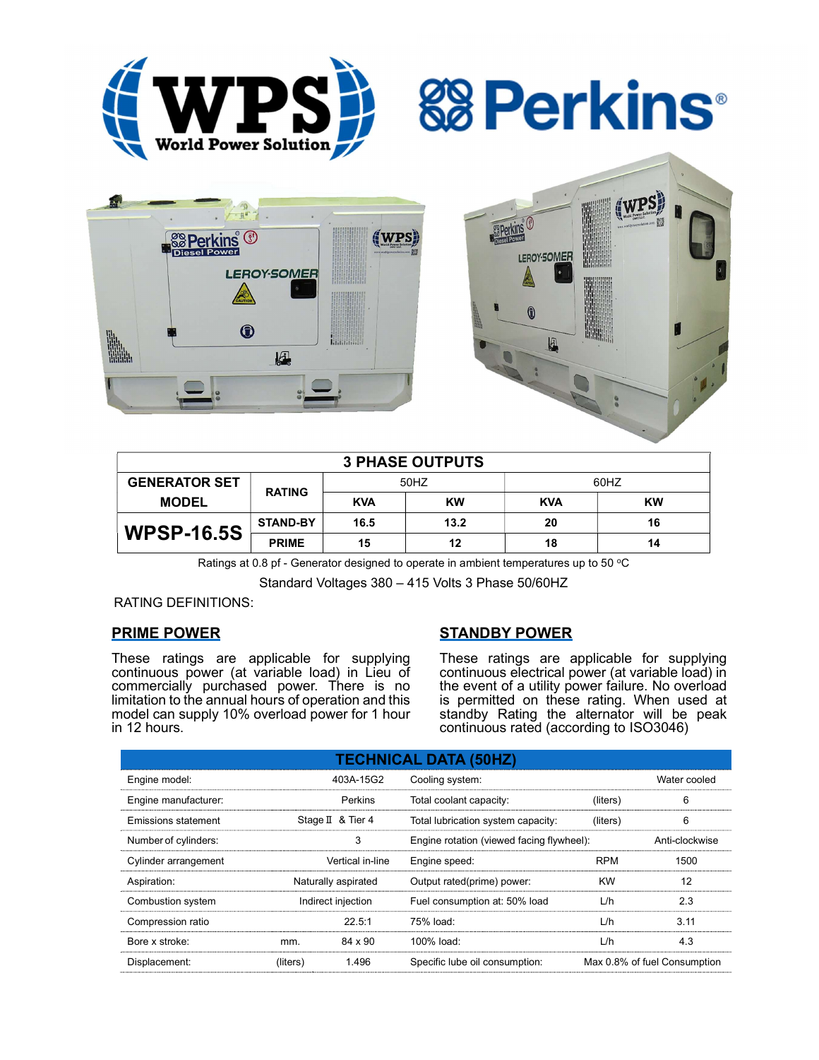| 3 PHASE OUTPUTS | | | | | |
|---|---|---|---|---|---|
| GENERATOR SET MODEL | RATING | 50HZ | | 60HZ | |
| | | KVA | KW | KVA | KW |
| WPSP-16.5S | STAND-BY | 16.5 | 13.2 | 20 | 16 |
| | PRIME | 15 | 12 | 18 | 14 |

Ratings at 0.8 pf - Generator designed to operate in ambient temperatures up to 50 ºC

Standard Voltages 380 – 415 Volts 3 Phase 50/60HZ

RATING DEFINITIONS:

## PRIME POWER

These ratings are applicable for supplying continuous power (at variable load) in Lieu of commercially purchased power. There is no limitation to the annual hours of operation and this model can supply 10% overload power for 1 hour in 12 hours.

## STANDBY POWER

These ratings are applicable for supplying continuous electrical power (at variable load) in the event of a utility power failure. No overload is permitted on these rating. When used at standby Rating the alternator will be peak continuous rated (according to ISO3046)

## TECHNICAL DATA (50HZ)

| | | | | | |
|---|---|---|---|---|---|
| Engine model: | | 403A-15G2 | Cooling system: | | Water cooled |
| Engine manufacturer: | | Perkins | Total coolant capacity: | (liters) | 6 |
| Emissions statement | | Stage II & Tier 4 | Total lubrication system capacity: | (liters) | 6 |
| Number of cylinders: | | 3 | Engine rotation (viewed facing flywheel): | | Anti-clockwise |
| Cylinder arrangement | | Vertical in-line | Engine speed: | RPM | 1500 |
| Aspiration: | | Naturally aspirated | Output rated(prime) power: | KW | 12 |
| Combustion system | | Indirect injection | Fuel consumption at: 50% load | L/h | 2.3 |
| Compression ratio | | 22.5:1 | 75% load: | L/h | 3.11 |
| Bore x stroke: | mm. | 84 x 90 | 100% load: | L/h | 4.3 |
| Displacement: | (liters) | 1.496 | Specific lube oil consumption: | | Max 0.8% of fuel Consumption |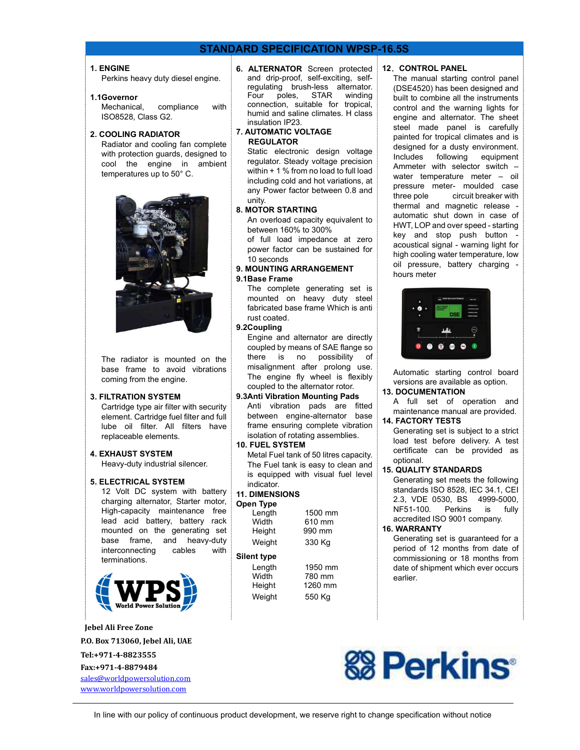# STANDARD SPECIFICATION WPSP-16.5S

**1. ENGINE**

Perkins heavy duty diesel engine.

**1.1Governor**

Mechanical, compliance with ISO8528, Class G2.

**2. COOLING RADIATOR**

Radiator and cooling fan complete with protection guards, designed to cool the engine in ambient temperatures up to 50° C.

The radiator is mounted on the base frame to avoid vibrations coming from the engine.

**3. FILTRATION SYSTEM**

Cartridge type air filter with security element. Cartridge fuel filter and full lube oil filter. All filters have replaceable elements.

**4. EXHAUST SYSTEM**

Heavy-duty industrial silencer.

**5. ELECTRICAL SYSTEM**

12 Volt DC system with battery charging alternator, Starter motor, High-capacity maintenance free lead acid battery, battery rack mounted on the generating set base frame, and heavy-duty interconnecting cables with terminations.

Jebel Ali Free Zone
P.O. Box 713060, Jebel Ali, UAE
Tel:+971-4-8823555
Fax:+971-4-8879484
sales@worldpowersolution.com
www.worldpowersolution.com

**6. ALTERNATOR** Screen protected and drip-proof, self-exciting, self-regulating brush-less alternator. Four poles, STAR winding connection, suitable for tropical, humid and saline climates. H class insulation IP23.

**7. AUTOMATIC VOLTAGE REGULATOR**

Static electronic design voltage regulator. Steady voltage precision within + 1 % from no load to full load including cold and hot variations, at any Power factor between 0.8 and unity.

**8. MOTOR STARTING**

An overload capacity equivalent to between 160% to 300% of full load impedance at zero power factor can be sustained for 10 seconds

**9. MOUNTING ARRANGEMENT**

**9.1Base Frame**

The complete generating set is mounted on heavy duty steel fabricated base frame Which is anti rust coated.

**9.2Coupling**

Engine and alternator are directly coupled by means of SAE flange so there is no possibility of misalignment after prolong use. The engine fly wheel is flexibly coupled to the alternator rotor.

**9.3Anti Vibration Mounting Pads**

Anti vibration pads are fitted between engine-alternator base frame ensuring complete vibration isolation of rotating assemblies.

**10. FUEL SYSTEM**

Metal Fuel tank of 50 litres capacity. The Fuel tank is easy to clean and is equipped with visual fuel level indicator.

**11. DIMENSIONS**

**Open Type**

| | |
|---|---|
| Length | 1500 mm |
| Width | 610 mm |
| Height | 990 mm |
| Weight | 330 Kg |

**Silent type**

| | |
|---|---|
| Length | 1950 mm |
| Width | 780 mm |
| Height | 1260 mm |
| Weight | 550 Kg |

**12. CONTROL PANEL**

The manual starting control panel (DSE4520) has been designed and built to combine all the instruments control and the warning lights for engine and alternator. The sheet steel made panel is carefully painted for tropical climates and is designed for a dusty environment. Includes following equipment Ammeter with selector switch – water temperature meter – oil pressure meter- moulded case three pole circuit breaker with thermal and magnetic release - automatic shut down in case of HWT, LOP and over speed - starting key and stop push button - acoustical signal - warning light for high cooling water temperature, low oil pressure, battery charging - hours meter

Automatic starting control board versions are available as option.

**13. DOCUMENTATION**

A full set of operation and maintenance manual are provided.

**14. FACTORY TESTS**

Generating set is subject to a strict load test before delivery. A test certificate can be provided as optional.

**15. QUALITY STANDARDS**

Generating set meets the following standards ISO 8528, IEC 34.1, CEI 2.3, VDE 0530, BS 4999-5000, NF51-100. Perkins is fully accredited ISO 9001 company.

**16. WARRANTY**

Generating set is guaranteed for a period of 12 months from date of commissioning or 18 months from date of shipment which ever occurs earlier.

In line with our policy of continuous product development, we reserve right to change specification without notice